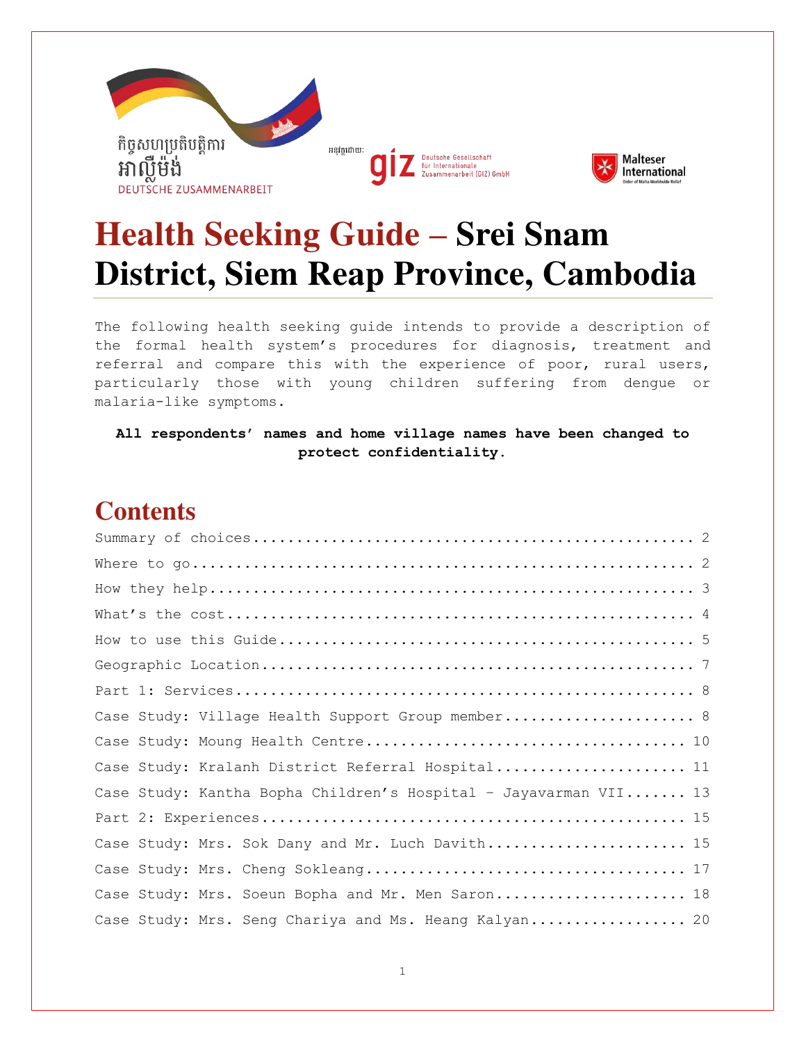កិច្ចសហប្រតិបត្តិការ អាល្លឺម៉ង់

DEUTSCHE ZUSAMMENARBEIT

អនុវត្តដោយ: giz Deutsche Gesellschaft für Internationale Zusammenarbeit (GIZ) GmbH

Malteser International

# Health Seeking Guide – Srei Snam District, Siem Reap Province, Cambodia

The following health seeking guide intends to provide a description of the formal health system's procedures for diagnosis, treatment and referral and compare this with the experience of poor, rural users, particularly those with young children suffering from dengue or malaria-like symptoms.

**All respondents' names and home village names have been changed to protect confidentiality.**

## Contents

Summary of choices .......... 2
Where to go .......... 2
How they help .......... 3
What's the cost .......... 4
How to use this Guide .......... 5
Geographic Location .......... 7
Part 1: Services .......... 8
Case Study: Village Health Support Group member .......... 8
Case Study: Moung Health Centre .......... 10
Case Study: Kralanh District Referral Hospital .......... 11
Case Study: Kantha Bopha Children's Hospital – Jayavarman VII .......... 13
Part 2: Experiences .......... 15
Case Study: Mrs. Sok Dany and Mr. Luch Davith .......... 15
Case Study: Mrs. Cheng Sokleang .......... 17
Case Study: Mrs. Soeun Bopha and Mr. Men Saron .......... 18
Case Study: Mrs. Seng Chariya and Ms. Heang Kalyan .......... 20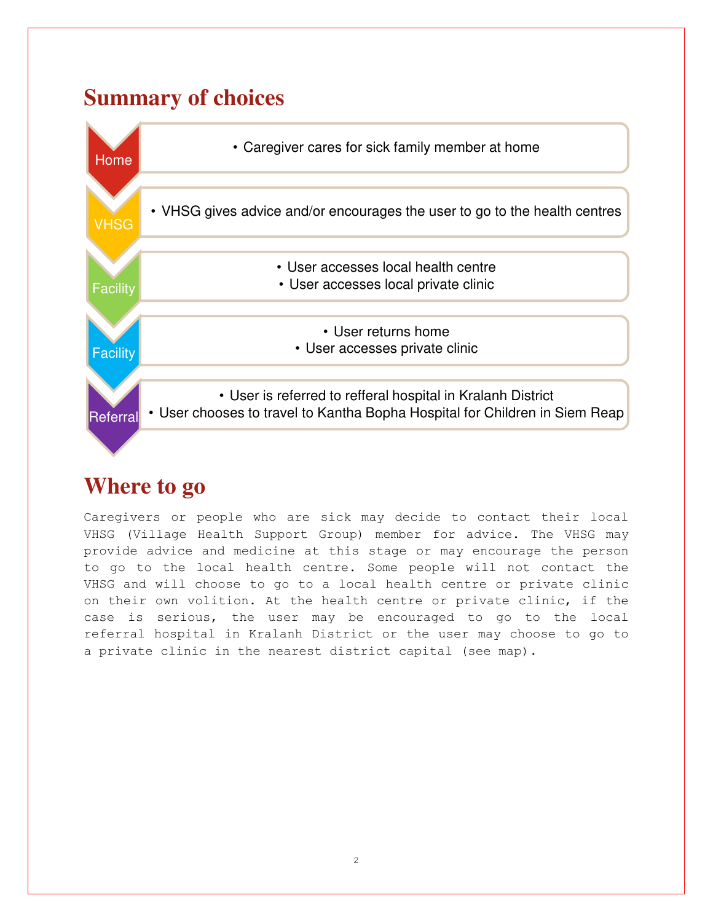## Summary of choices

| Stage | Choices |
|---|---|
| Home | • Caregiver cares for sick family member at home |
| VHSG | • VHSG gives advice and/or encourages the user to go to the health centres |
| Facility | • User accesses local health centre<br>• User accesses local private clinic |
| Facility | • User returns home<br>• User accesses private clinic |
| Referral | • User is referred to refferal hospital in Kralanh District<br>• User chooses to travel to Kantha Bopha Hospital for Children in Siem Reap |

## Where to go

Caregivers or people who are sick may decide to contact their local VHSG (Village Health Support Group) member for advice. The VHSG may provide advice and medicine at this stage or may encourage the person to go to the local health centre. Some people will not contact the VHSG and will choose to go to a local health centre or private clinic on their own volition. At the health centre or private clinic, if the case is serious, the user may be encouraged to go to the local referral hospital in Kralanh District or the user may choose to go to a private clinic in the nearest district capital (see map).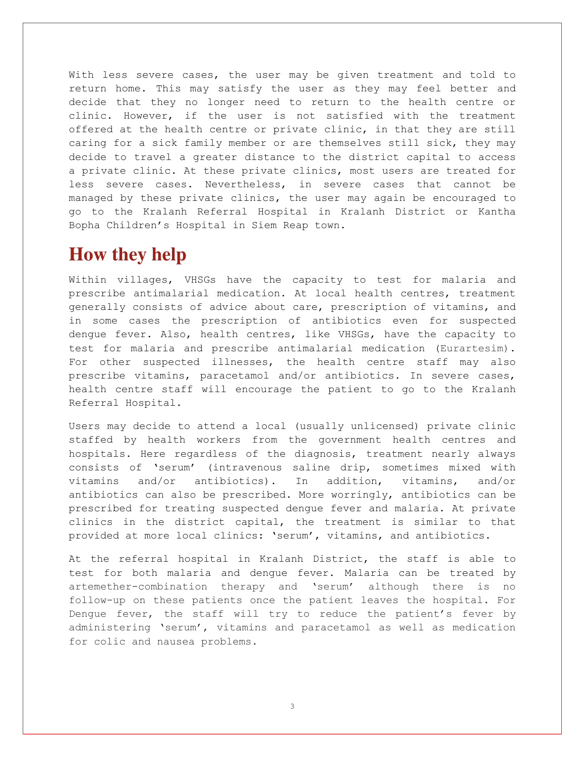With less severe cases, the user may be given treatment and told to return home. This may satisfy the user as they may feel better and decide that they no longer need to return to the health centre or clinic. However, if the user is not satisfied with the treatment offered at the health centre or private clinic, in that they are still caring for a sick family member or are themselves still sick, they may decide to travel a greater distance to the district capital to access a private clinic. At these private clinics, most users are treated for less severe cases. Nevertheless, in severe cases that cannot be managed by these private clinics, the user may again be encouraged to go to the Kralanh Referral Hospital in Kralanh District or Kantha Bopha Children's Hospital in Siem Reap town.

## How they help

Within villages, VHSGs have the capacity to test for malaria and prescribe antimalarial medication. At local health centres, treatment generally consists of advice about care, prescription of vitamins, and in some cases the prescription of antibiotics even for suspected dengue fever. Also, health centres, like VHSGs, have the capacity to test for malaria and prescribe antimalarial medication (Eurartesim). For other suspected illnesses, the health centre staff may also prescribe vitamins, paracetamol and/or antibiotics. In severe cases, health centre staff will encourage the patient to go to the Kralanh Referral Hospital.

Users may decide to attend a local (usually unlicensed) private clinic staffed by health workers from the government health centres and hospitals. Here regardless of the diagnosis, treatment nearly always consists of 'serum' (intravenous saline drip, sometimes mixed with vitamins and/or antibiotics). In addition, vitamins, and/or antibiotics can also be prescribed. More worryingly, antibiotics can be prescribed for treating suspected dengue fever and malaria. At private clinics in the district capital, the treatment is similar to that provided at more local clinics: 'serum', vitamins, and antibiotics.

At the referral hospital in Kralanh District, the staff is able to test for both malaria and dengue fever. Malaria can be treated by artemether-combination therapy and 'serum' although there is no follow-up on these patients once the patient leaves the hospital. For Dengue fever, the staff will try to reduce the patient's fever by administering 'serum', vitamins and paracetamol as well as medication for colic and nausea problems.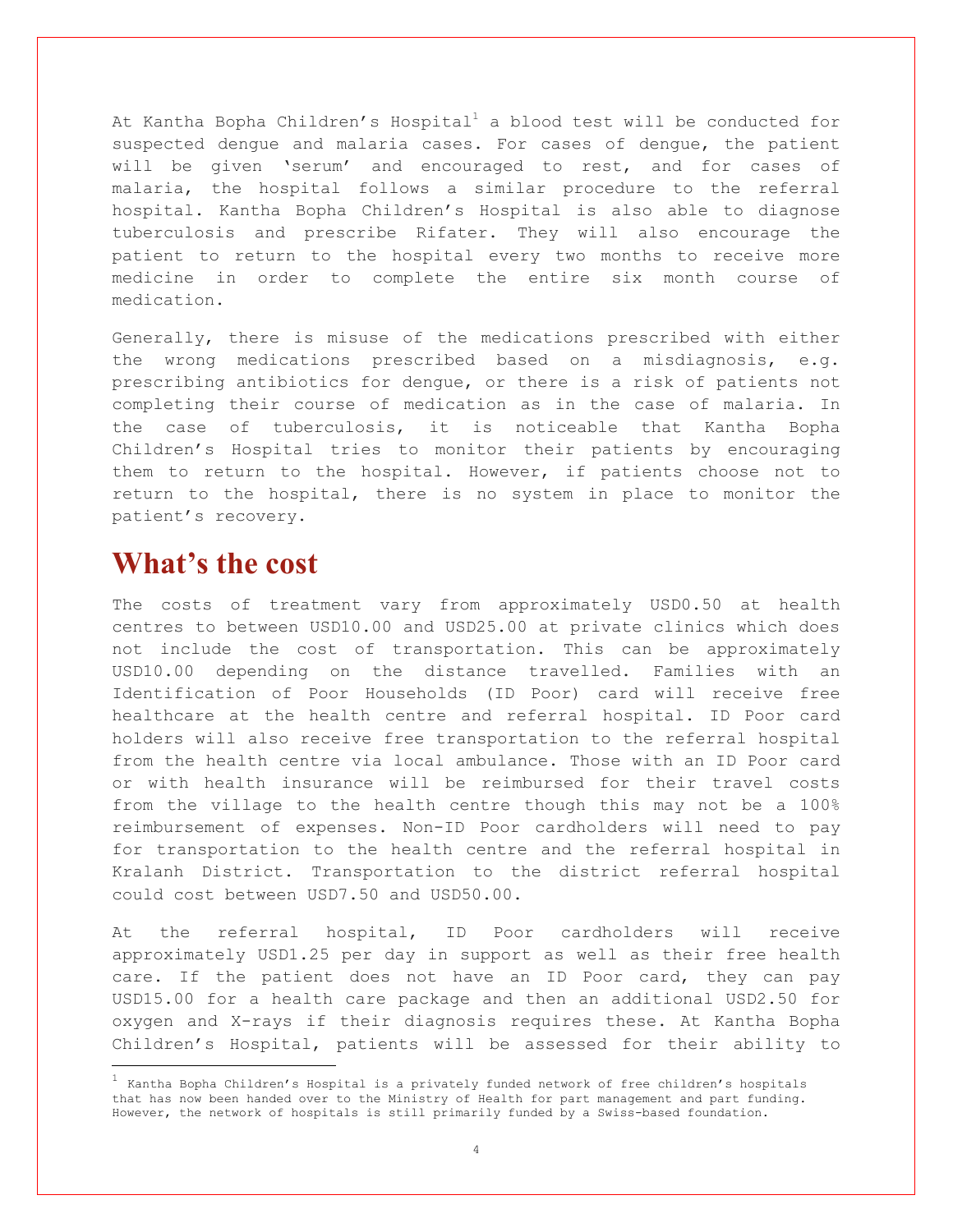At Kantha Bopha Children's Hospital[1] a blood test will be conducted for suspected dengue and malaria cases. For cases of dengue, the patient will be given 'serum' and encouraged to rest, and for cases of malaria, the hospital follows a similar procedure to the referral hospital. Kantha Bopha Children's Hospital is also able to diagnose tuberculosis and prescribe Rifater. They will also encourage the patient to return to the hospital every two months to receive more medicine in order to complete the entire six month course of medication.

Generally, there is misuse of the medications prescribed with either the wrong medications prescribed based on a misdiagnosis, e.g. prescribing antibiotics for dengue, or there is a risk of patients not completing their course of medication as in the case of malaria. In the case of tuberculosis, it is noticeable that Kantha Bopha Children's Hospital tries to monitor their patients by encouraging them to return to the hospital. However, if patients choose not to return to the hospital, there is no system in place to monitor the patient's recovery.

## What's the cost

The costs of treatment vary from approximately USD0.50 at health centres to between USD10.00 and USD25.00 at private clinics which does not include the cost of transportation. This can be approximately USD10.00 depending on the distance travelled. Families with an Identification of Poor Households (ID Poor) card will receive free healthcare at the health centre and referral hospital. ID Poor card holders will also receive free transportation to the referral hospital from the health centre via local ambulance. Those with an ID Poor card or with health insurance will be reimbursed for their travel costs from the village to the health centre though this may not be a 100% reimbursement of expenses. Non-ID Poor cardholders will need to pay for transportation to the health centre and the referral hospital in Kralanh District. Transportation to the district referral hospital could cost between USD7.50 and USD50.00.

At the referral hospital, ID Poor cardholders will receive approximately USD1.25 per day in support as well as their free health care. If the patient does not have an ID Poor card, they can pay USD15.00 for a health care package and then an additional USD2.50 for oxygen and X-rays if their diagnosis requires these. At Kantha Bopha Children's Hospital, patients will be assessed for their ability to

[1] Kantha Bopha Children's Hospital is a privately funded network of free children's hospitals that has now been handed over to the Ministry of Health for part management and part funding. However, the network of hospitals is still primarily funded by a Swiss-based foundation.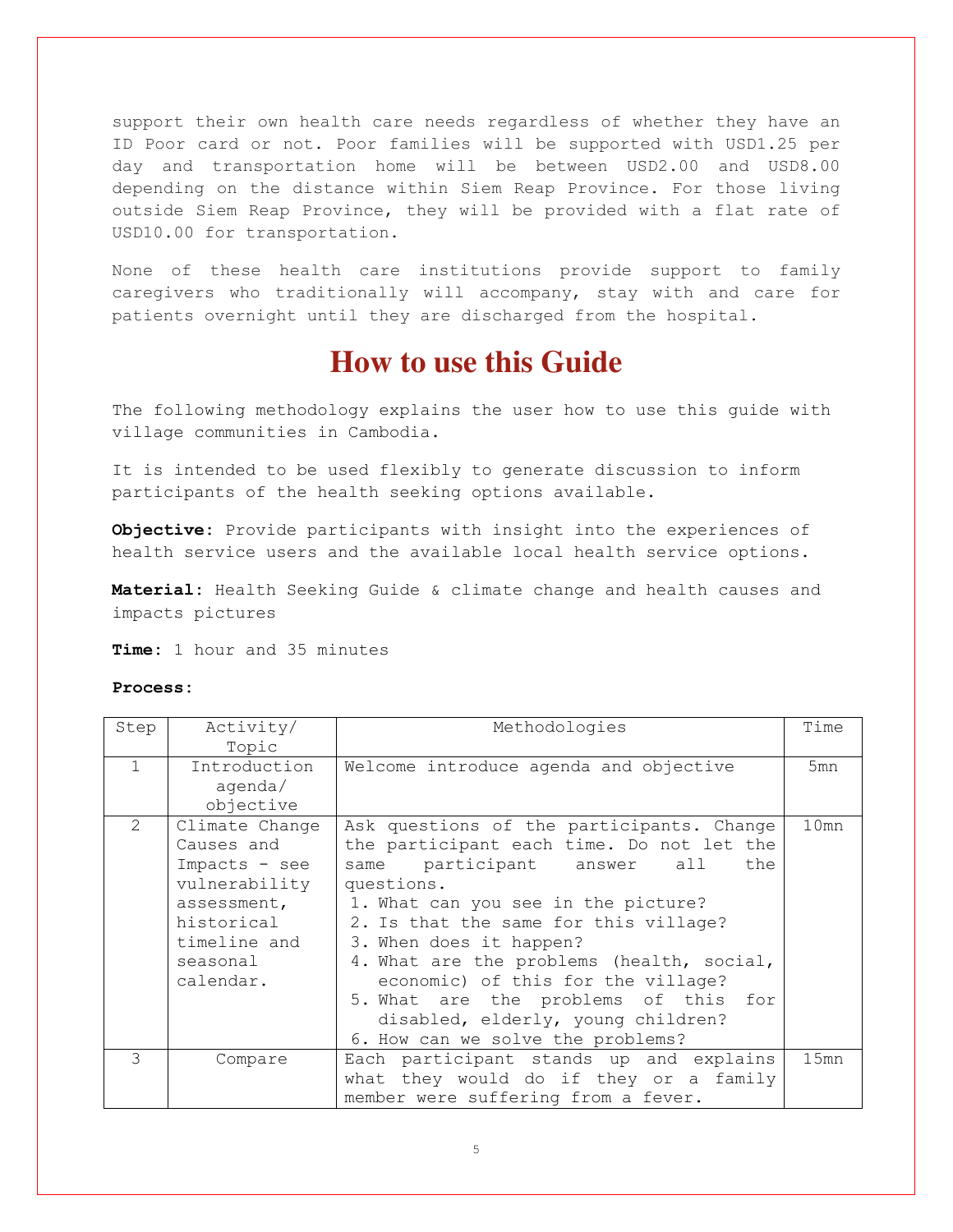support their own health care needs regardless of whether they have an ID Poor card or not. Poor families will be supported with USD1.25 per day and transportation home will be between USD2.00 and USD8.00 depending on the distance within Siem Reap Province. For those living outside Siem Reap Province, they will be provided with a flat rate of USD10.00 for transportation.

None of these health care institutions provide support to family caregivers who traditionally will accompany, stay with and care for patients overnight until they are discharged from the hospital.

# How to use this Guide

The following methodology explains the user how to use this guide with village communities in Cambodia.

It is intended to be used flexibly to generate discussion to inform participants of the health seeking options available.

**Objective:** Provide participants with insight into the experiences of health service users and the available local health service options.

**Material:** Health Seeking Guide & climate change and health causes and impacts pictures

**Time:** 1 hour and 35 minutes

**Process:**

| Step | Activity/ Topic | Methodologies | Time |
|---|---|---|---|
| 1 | Introduction agenda/ objective | Welcome introduce agenda and objective | 5mn |
| 2 | Climate Change Causes and Impacts - see vulnerability assessment, historical timeline and seasonal calendar. | Ask questions of the participants. Change the participant each time. Do not let the same participant answer all the questions.<br>1. What can you see in the picture?<br>2. Is that the same for this village?<br>3. When does it happen?<br>4. What are the problems (health, social, economic) of this for the village?<br>5. What are the problems of this for disabled, elderly, young children?<br>6. How can we solve the problems? | 10mn |
| 3 | Compare | Each participant stands up and explains what they would do if they or a family member were suffering from a fever. | 15mn |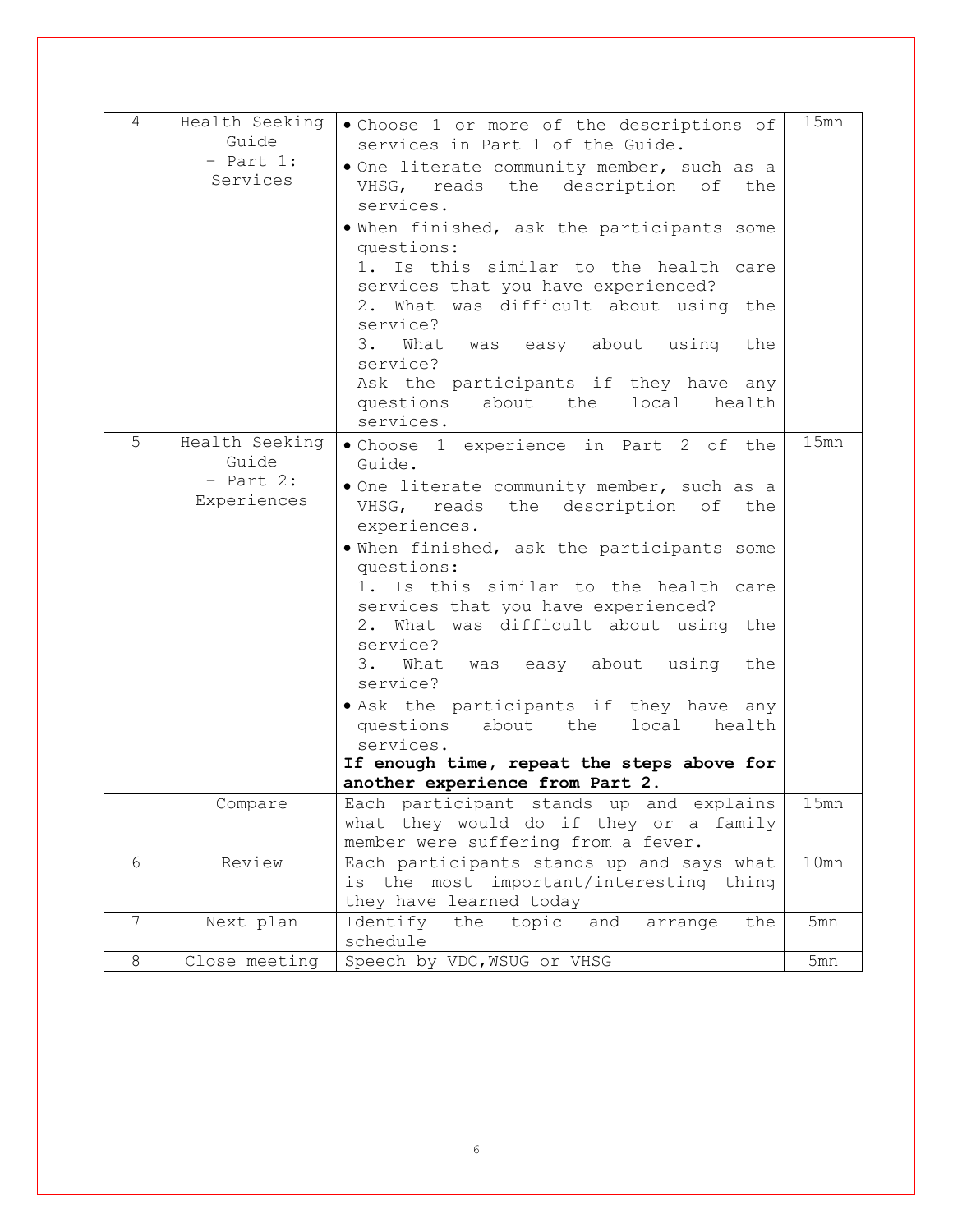| 4 | Health Seeking Guide – Part 1: Services | • Choose 1 or more of the descriptions of services in Part 1 of the Guide.<br>• One literate community member, such as a VHSG, reads the description of the services.<br>• When finished, ask the participants some questions:<br>1. Is this similar to the health care services that you have experienced?<br>2. What was difficult about using the service?<br>3. What was easy about using the service?<br>Ask the participants if they have any questions about the local health services. | 15mn |
|---|---|---|---|
| 5 | Health Seeking Guide – Part 2: Experiences | • Choose 1 experience in Part 2 of the Guide.<br>• One literate community member, such as a VHSG, reads the description of the experiences.<br>• When finished, ask the participants some questions:<br>1. Is this similar to the health care services that you have experienced?<br>2. What was difficult about using the service?<br>3. What was easy about using the service?<br>• Ask the participants if they have any questions about the local health services.<br>**If enough time, repeat the steps above for another experience from Part 2.** | 15mn |
| | Compare | Each participant stands up and explains what they would do if they or a family member were suffering from a fever. | 15mn |
| 6 | Review | Each participants stands up and says what is the most important/interesting thing they have learned today | 10mn |
| 7 | Next plan | Identify the topic and arrange the schedule | 5mn |
| 8 | Close meeting | Speech by VDC,WSUG or VHSG | 5mn |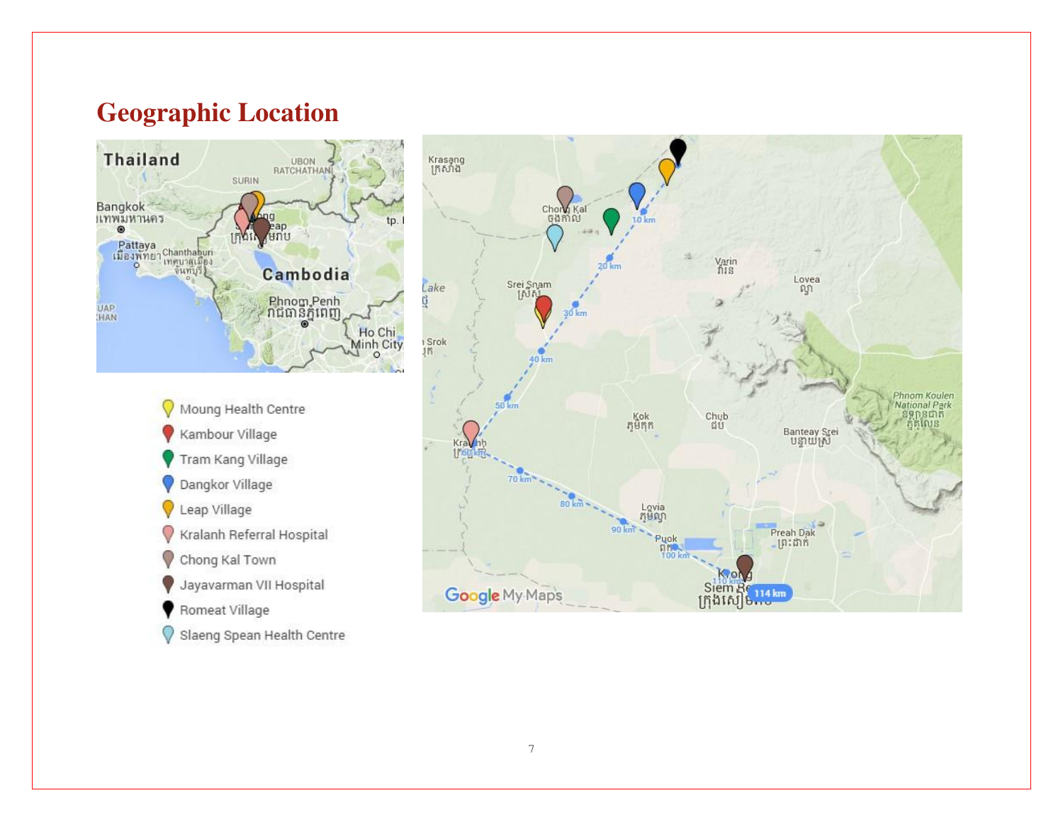# Geographic Location

- Moung Health Centre
- Kambour Village
- Tram Kang Village
- Dangkor Village
- Leap Village
- Kralanh Referral Hospital
- Chong Kal Town
- Jayavarman VII Hospital
- Romeat Village
- Slaeng Spean Health Centre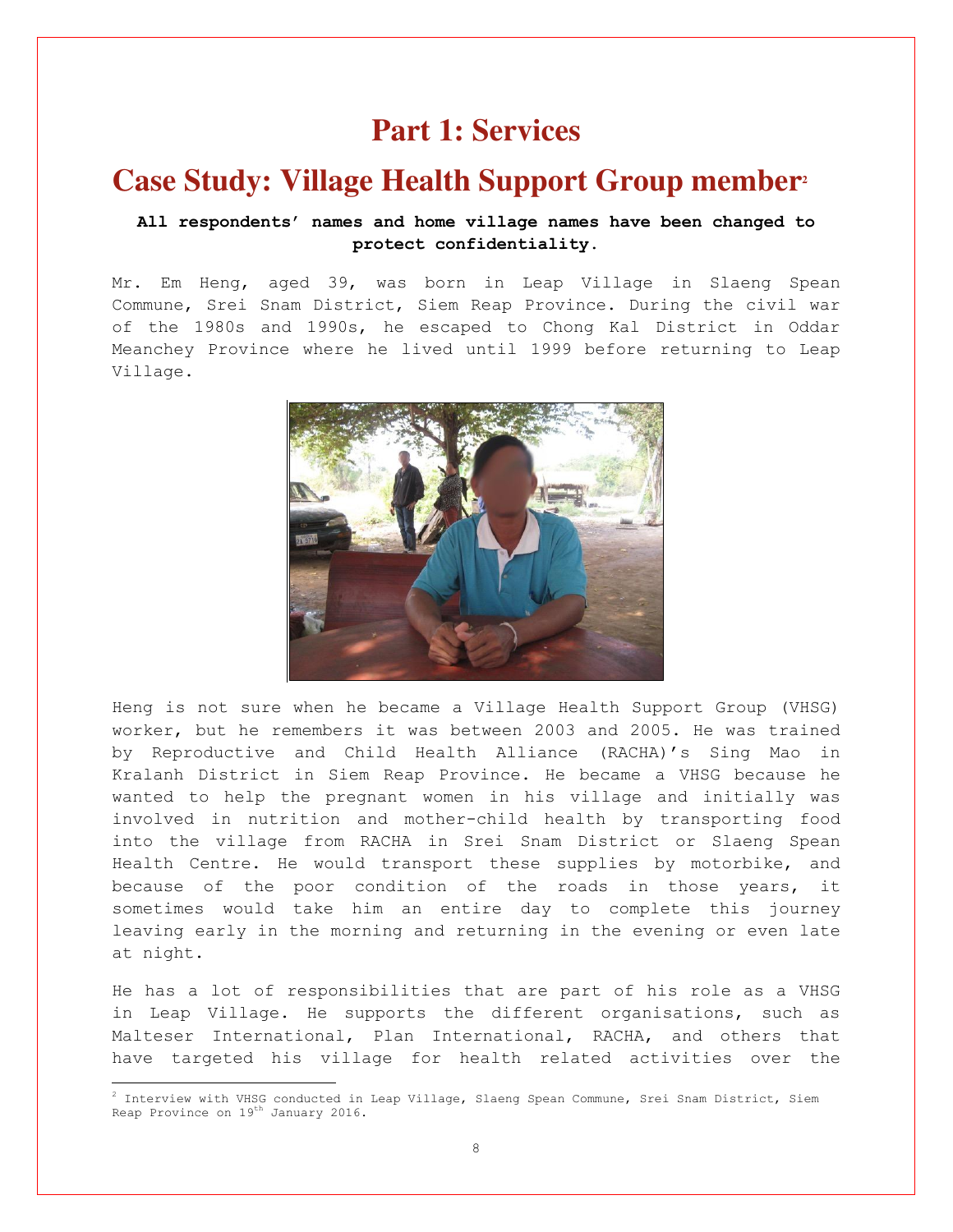# Part 1: Services

## Case Study: Village Health Support Group member[2]

**All respondents' names and home village names have been changed to protect confidentiality.**

Mr. Em Heng, aged 39, was born in Leap Village in Slaeng Spean Commune, Srei Snam District, Siem Reap Province. During the civil war of the 1980s and 1990s, he escaped to Chong Kal District in Oddar Meanchey Province where he lived until 1999 before returning to Leap Village.

Heng is not sure when he became a Village Health Support Group (VHSG) worker, but he remembers it was between 2003 and 2005. He was trained by Reproductive and Child Health Alliance (RACHA)'s Sing Mao in Kralanh District in Siem Reap Province. He became a VHSG because he wanted to help the pregnant women in his village and initially was involved in nutrition and mother-child health by transporting food into the village from RACHA in Srei Snam District or Slaeng Spean Health Centre. He would transport these supplies by motorbike, and because of the poor condition of the roads in those years, it sometimes would take him an entire day to complete this journey leaving early in the morning and returning in the evening or even late at night.

He has a lot of responsibilities that are part of his role as a VHSG in Leap Village. He supports the different organisations, such as Malteser International, Plan International, RACHA, and others that have targeted his village for health related activities over the

---

[2] Interview with VHSG conducted in Leap Village, Slaeng Spean Commune, Srei Snam District, Siem Reap Province on 19th January 2016.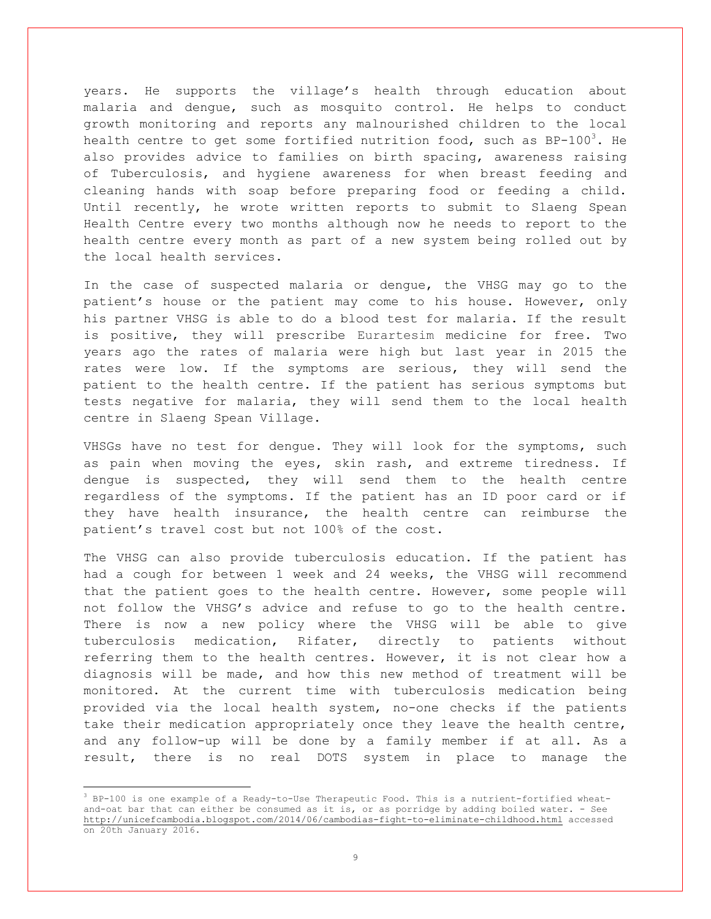years. He supports the village's health through education about malaria and dengue, such as mosquito control. He helps to conduct growth monitoring and reports any malnourished children to the local health centre to get some fortified nutrition food, such as BP-100[3]. He also provides advice to families on birth spacing, awareness raising of Tuberculosis, and hygiene awareness for when breast feeding and cleaning hands with soap before preparing food or feeding a child. Until recently, he wrote written reports to submit to Slaeng Spean Health Centre every two months although now he needs to report to the health centre every month as part of a new system being rolled out by the local health services.

In the case of suspected malaria or dengue, the VHSG may go to the patient's house or the patient may come to his house. However, only his partner VHSG is able to do a blood test for malaria. If the result is positive, they will prescribe Eurartesim medicine for free. Two years ago the rates of malaria were high but last year in 2015 the rates were low. If the symptoms are serious, they will send the patient to the health centre. If the patient has serious symptoms but tests negative for malaria, they will send them to the local health centre in Slaeng Spean Village.

VHSGs have no test for dengue. They will look for the symptoms, such as pain when moving the eyes, skin rash, and extreme tiredness. If dengue is suspected, they will send them to the health centre regardless of the symptoms. If the patient has an ID poor card or if they have health insurance, the health centre can reimburse the patient's travel cost but not 100% of the cost.

The VHSG can also provide tuberculosis education. If the patient has had a cough for between 1 week and 24 weeks, the VHSG will recommend that the patient goes to the health centre. However, some people will not follow the VHSG's advice and refuse to go to the health centre. There is now a new policy where the VHSG will be able to give tuberculosis medication, Rifater, directly to patients without referring them to the health centres. However, it is not clear how a diagnosis will be made, and how this new method of treatment will be monitored. At the current time with tuberculosis medication being provided via the local health system, no-one checks if the patients take their medication appropriately once they leave the health centre, and any follow-up will be done by a family member if at all. As a result, there is no real DOTS system in place to manage the

---

[3] BP-100 is one example of a Ready-to-Use Therapeutic Food. This is a nutrient-fortified wheat-and-oat bar that can either be consumed as it is, or as porridge by adding boiled water. - See http://unicefcambodia.blogspot.com/2014/06/cambodias-fight-to-eliminate-childhood.html accessed on 20th January 2016.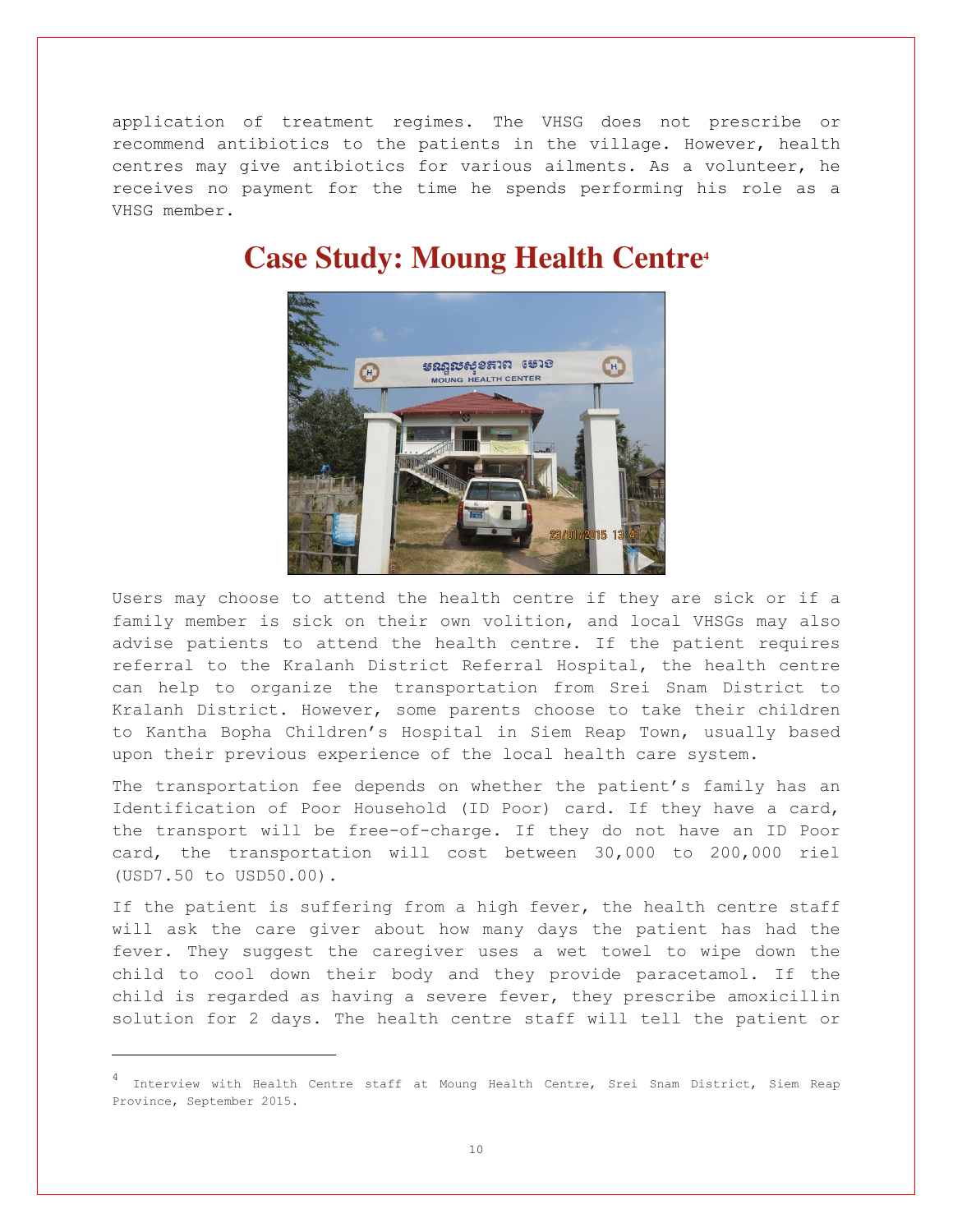application of treatment regimes. The VHSG does not prescribe or recommend antibiotics to the patients in the village. However, health centres may give antibiotics for various ailments. As a volunteer, he receives no payment for the time he spends performing his role as a VHSG member.

## Case Study: Moung Health Centre[4]

Users may choose to attend the health centre if they are sick or if a family member is sick on their own volition, and local VHSGs may also advise patients to attend the health centre. If the patient requires referral to the Kralanh District Referral Hospital, the health centre can help to organize the transportation from Srei Snam District to Kralanh District. However, some parents choose to take their children to Kantha Bopha Children's Hospital in Siem Reap Town, usually based upon their previous experience of the local health care system.

The transportation fee depends on whether the patient's family has an Identification of Poor Household (ID Poor) card. If they have a card, the transport will be free-of-charge. If they do not have an ID Poor card, the transportation will cost between 30,000 to 200,000 riel (USD7.50 to USD50.00).

If the patient is suffering from a high fever, the health centre staff will ask the care giver about how many days the patient has had the fever. They suggest the caregiver uses a wet towel to wipe down the child to cool down their body and they provide paracetamol. If the child is regarded as having a severe fever, they prescribe amoxicillin solution for 2 days. The health centre staff will tell the patient or

---

[4] Interview with Health Centre staff at Moung Health Centre, Srei Snam District, Siem Reap Province, September 2015.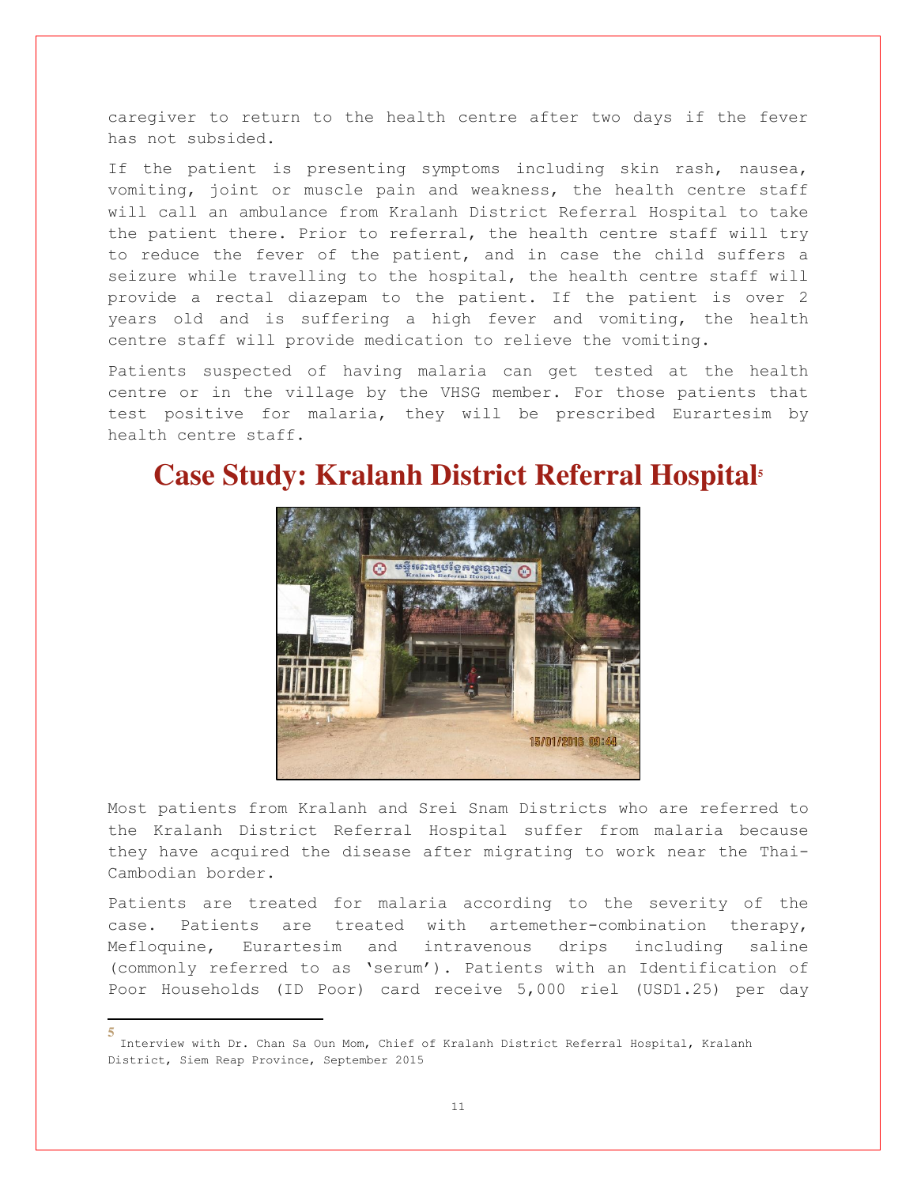caregiver to return to the health centre after two days if the fever has not subsided.

If the patient is presenting symptoms including skin rash, nausea, vomiting, joint or muscle pain and weakness, the health centre staff will call an ambulance from Kralanh District Referral Hospital to take the patient there. Prior to referral, the health centre staff will try to reduce the fever of the patient, and in case the child suffers a seizure while travelling to the hospital, the health centre staff will provide a rectal diazepam to the patient. If the patient is over 2 years old and is suffering a high fever and vomiting, the health centre staff will provide medication to relieve the vomiting.

Patients suspected of having malaria can get tested at the health centre or in the village by the VHSG member. For those patients that test positive for malaria, they will be prescribed Eurartesim by health centre staff.

# Case Study: Kralanh District Referral Hospital[5]

Most patients from Kralanh and Srei Snam Districts who are referred to the Kralanh District Referral Hospital suffer from malaria because they have acquired the disease after migrating to work near the Thai-Cambodian border.

Patients are treated for malaria according to the severity of the case. Patients are treated with artemether-combination therapy, Mefloquine, Eurartesim and intravenous drips including saline (commonly referred to as 'serum'). Patients with an Identification of Poor Households (ID Poor) card receive 5,000 riel (USD1.25) per day

---

[5] Interview with Dr. Chan Sa Oun Mom, Chief of Kralanh District Referral Hospital, Kralanh District, Siem Reap Province, September 2015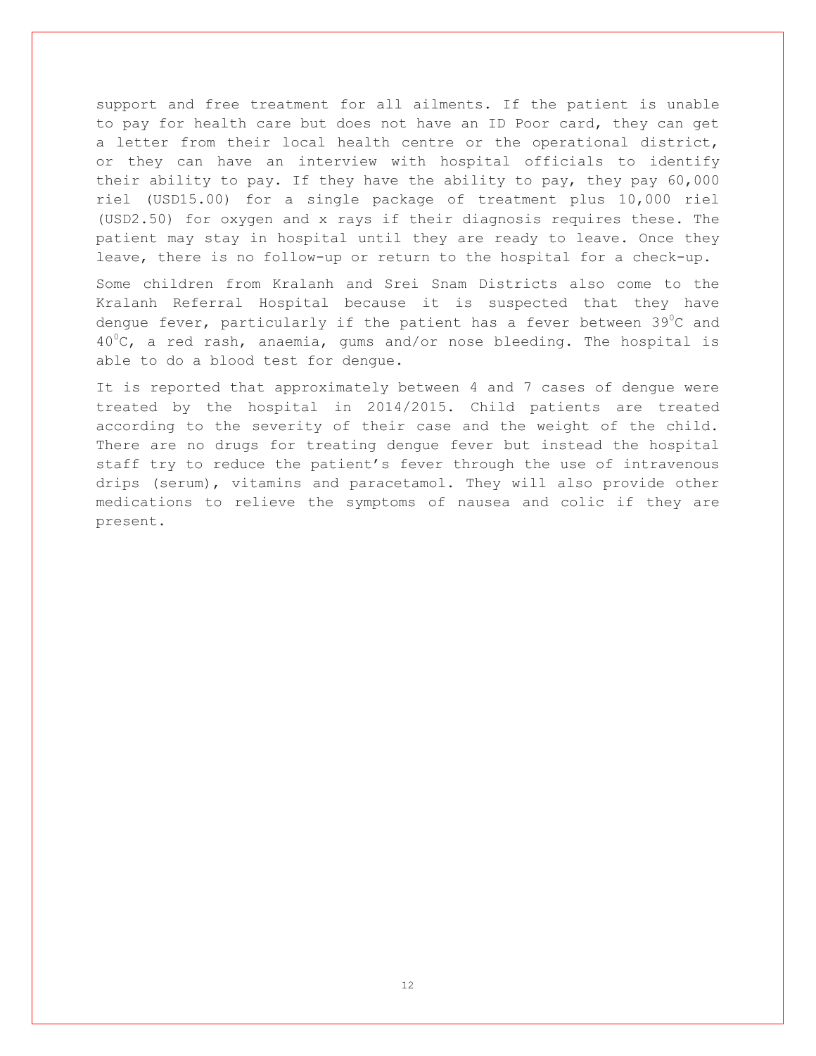support and free treatment for all ailments. If the patient is unable to pay for health care but does not have an ID Poor card, they can get a letter from their local health centre or the operational district, or they can have an interview with hospital officials to identify their ability to pay. If they have the ability to pay, they pay 60,000 riel (USD15.00) for a single package of treatment plus 10,000 riel (USD2.50) for oxygen and x rays if their diagnosis requires these. The patient may stay in hospital until they are ready to leave. Once they leave, there is no follow-up or return to the hospital for a check-up.

Some children from Kralanh and Srei Snam Districts also come to the Kralanh Referral Hospital because it is suspected that they have dengue fever, particularly if the patient has a fever between 39$^0$C and 40$^0$C, a red rash, anaemia, gums and/or nose bleeding. The hospital is able to do a blood test for dengue.

It is reported that approximately between 4 and 7 cases of dengue were treated by the hospital in 2014/2015. Child patients are treated according to the severity of their case and the weight of the child. There are no drugs for treating dengue fever but instead the hospital staff try to reduce the patient's fever through the use of intravenous drips (serum), vitamins and paracetamol. They will also provide other medications to relieve the symptoms of nausea and colic if they are present.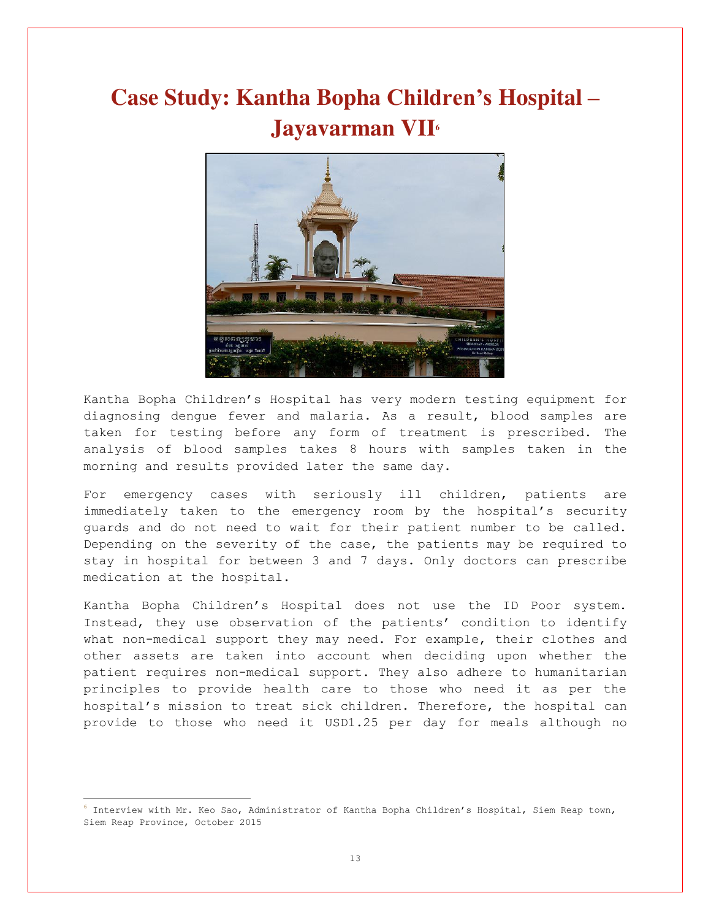# Case Study: Kantha Bopha Children's Hospital – Jayavarman VII[6]

Kantha Bopha Children's Hospital has very modern testing equipment for diagnosing dengue fever and malaria. As a result, blood samples are taken for testing before any form of treatment is prescribed. The analysis of blood samples takes 8 hours with samples taken in the morning and results provided later the same day.

For emergency cases with seriously ill children, patients are immediately taken to the emergency room by the hospital's security guards and do not need to wait for their patient number to be called. Depending on the severity of the case, the patients may be required to stay in hospital for between 3 and 7 days. Only doctors can prescribe medication at the hospital.

Kantha Bopha Children's Hospital does not use the ID Poor system. Instead, they use observation of the patients' condition to identify what non-medical support they may need. For example, their clothes and other assets are taken into account when deciding upon whether the patient requires non-medical support. They also adhere to humanitarian principles to provide health care to those who need it as per the hospital's mission to treat sick children. Therefore, the hospital can provide to those who need it USD1.25 per day for meals although no

---

[6] Interview with Mr. Keo Sao, Administrator of Kantha Bopha Children's Hospital, Siem Reap town, Siem Reap Province, October 2015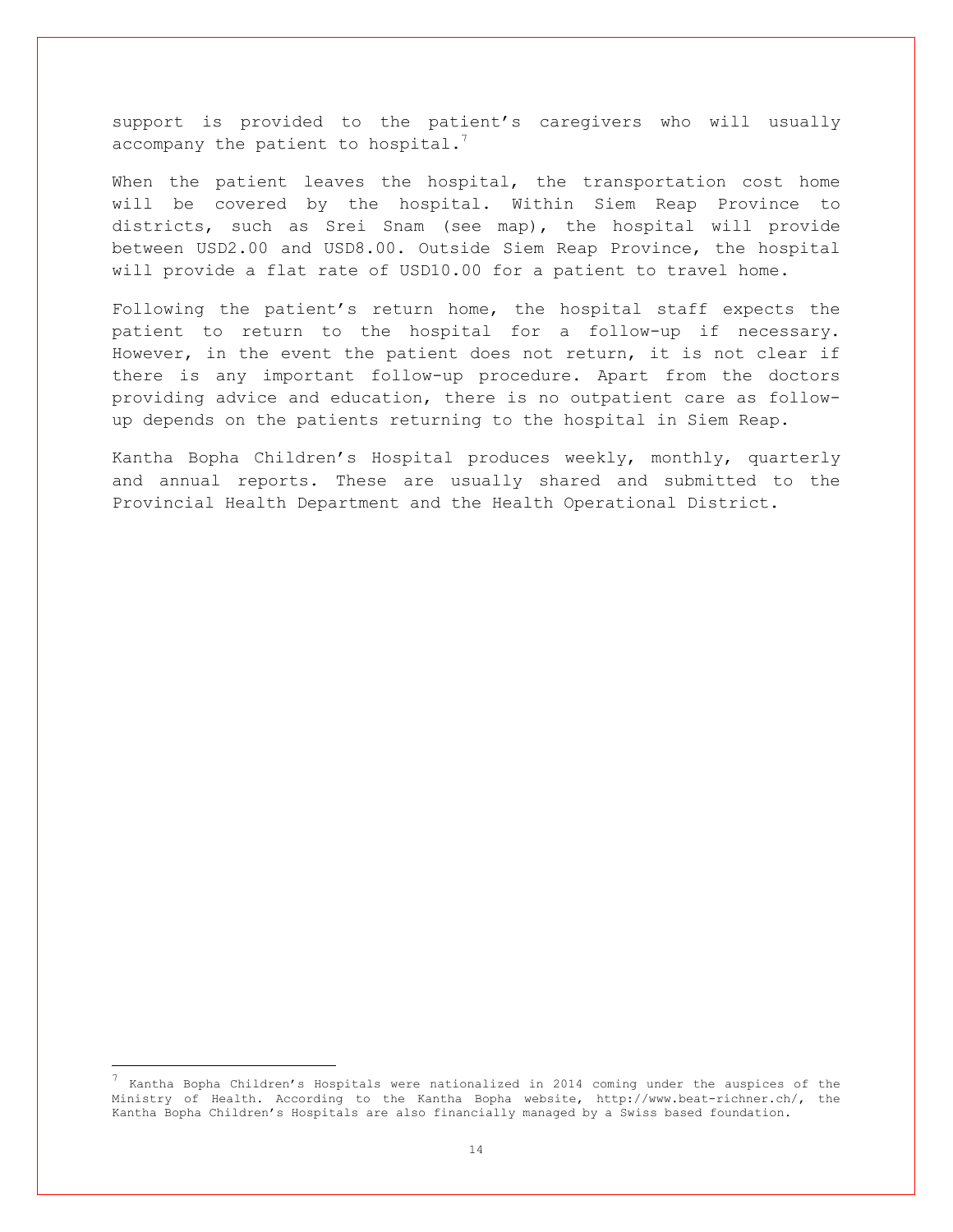support is provided to the patient's caregivers who will usually accompany the patient to hospital.[7]

When the patient leaves the hospital, the transportation cost home will be covered by the hospital. Within Siem Reap Province to districts, such as Srei Snam (see map), the hospital will provide between USD2.00 and USD8.00. Outside Siem Reap Province, the hospital will provide a flat rate of USD10.00 for a patient to travel home.

Following the patient's return home, the hospital staff expects the patient to return to the hospital for a follow-up if necessary. However, in the event the patient does not return, it is not clear if there is any important follow-up procedure. Apart from the doctors providing advice and education, there is no outpatient care as follow-up depends on the patients returning to the hospital in Siem Reap.

Kantha Bopha Children's Hospital produces weekly, monthly, quarterly and annual reports. These are usually shared and submitted to the Provincial Health Department and the Health Operational District.

---

[7] Kantha Bopha Children's Hospitals were nationalized in 2014 coming under the auspices of the Ministry of Health. According to the Kantha Bopha website, http://www.beat-richner.ch/, the Kantha Bopha Children's Hospitals are also financially managed by a Swiss based foundation.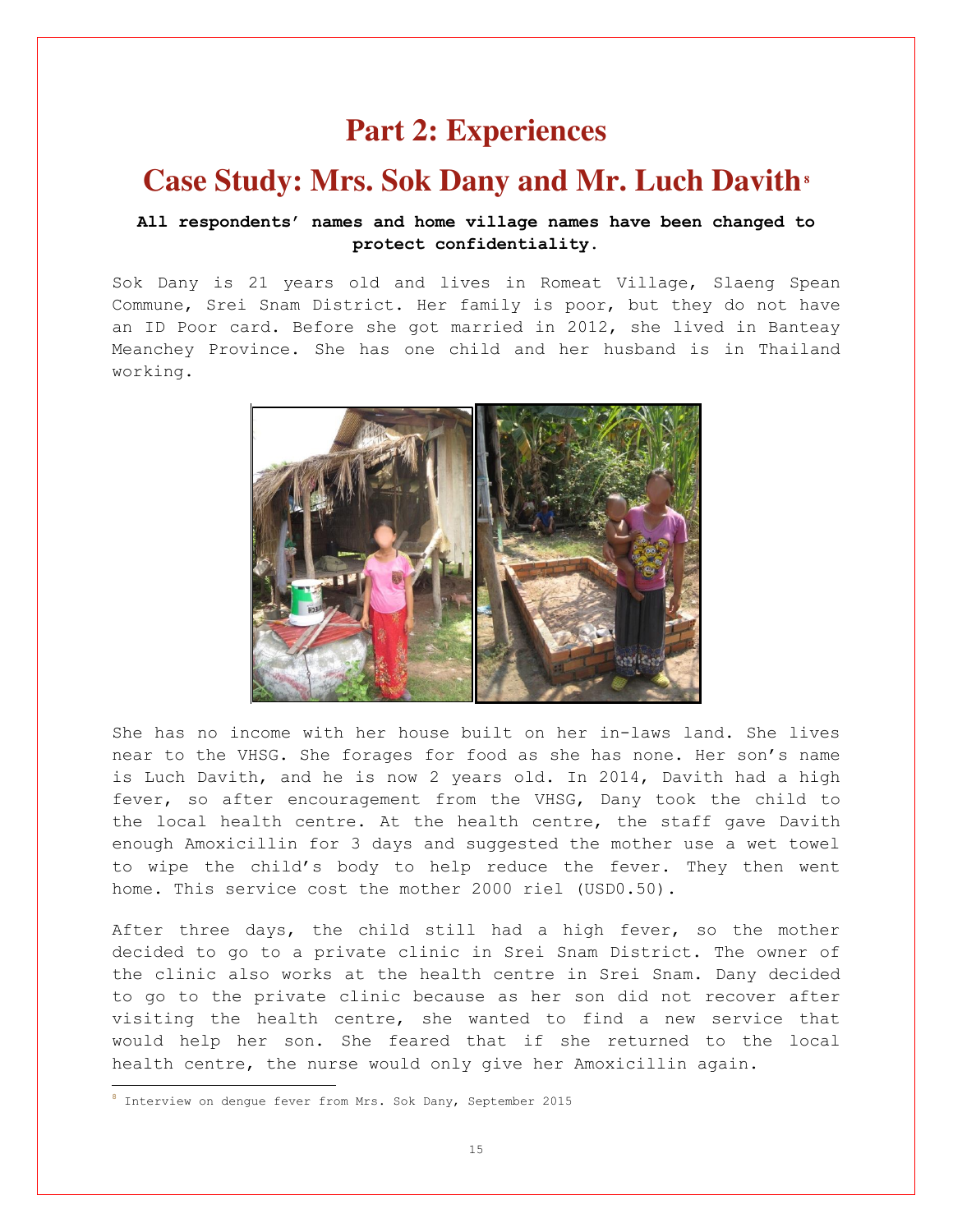# Part 2: Experiences

## Case Study: Mrs. Sok Dany and Mr. Luch Davith[8]

**All respondents' names and home village names have been changed to protect confidentiality.**

Sok Dany is 21 years old and lives in Romeat Village, Slaeng Spean Commune, Srei Snam District. Her family is poor, but they do not have an ID Poor card. Before she got married in 2012, she lived in Banteay Meanchey Province. She has one child and her husband is in Thailand working.

She has no income with her house built on her in-laws land. She lives near to the VHSG. She forages for food as she has none. Her son's name is Luch Davith, and he is now 2 years old. In 2014, Davith had a high fever, so after encouragement from the VHSG, Dany took the child to the local health centre. At the health centre, the staff gave Davith enough Amoxicillin for 3 days and suggested the mother use a wet towel to wipe the child's body to help reduce the fever. They then went home. This service cost the mother 2000 riel (USD0.50).

After three days, the child still had a high fever, so the mother decided to go to a private clinic in Srei Snam District. The owner of the clinic also works at the health centre in Srei Snam. Dany decided to go to the private clinic because as her son did not recover after visiting the health centre, she wanted to find a new service that would help her son. She feared that if she returned to the local health centre, the nurse would only give her Amoxicillin again.

[8] Interview on dengue fever from Mrs. Sok Dany, September 2015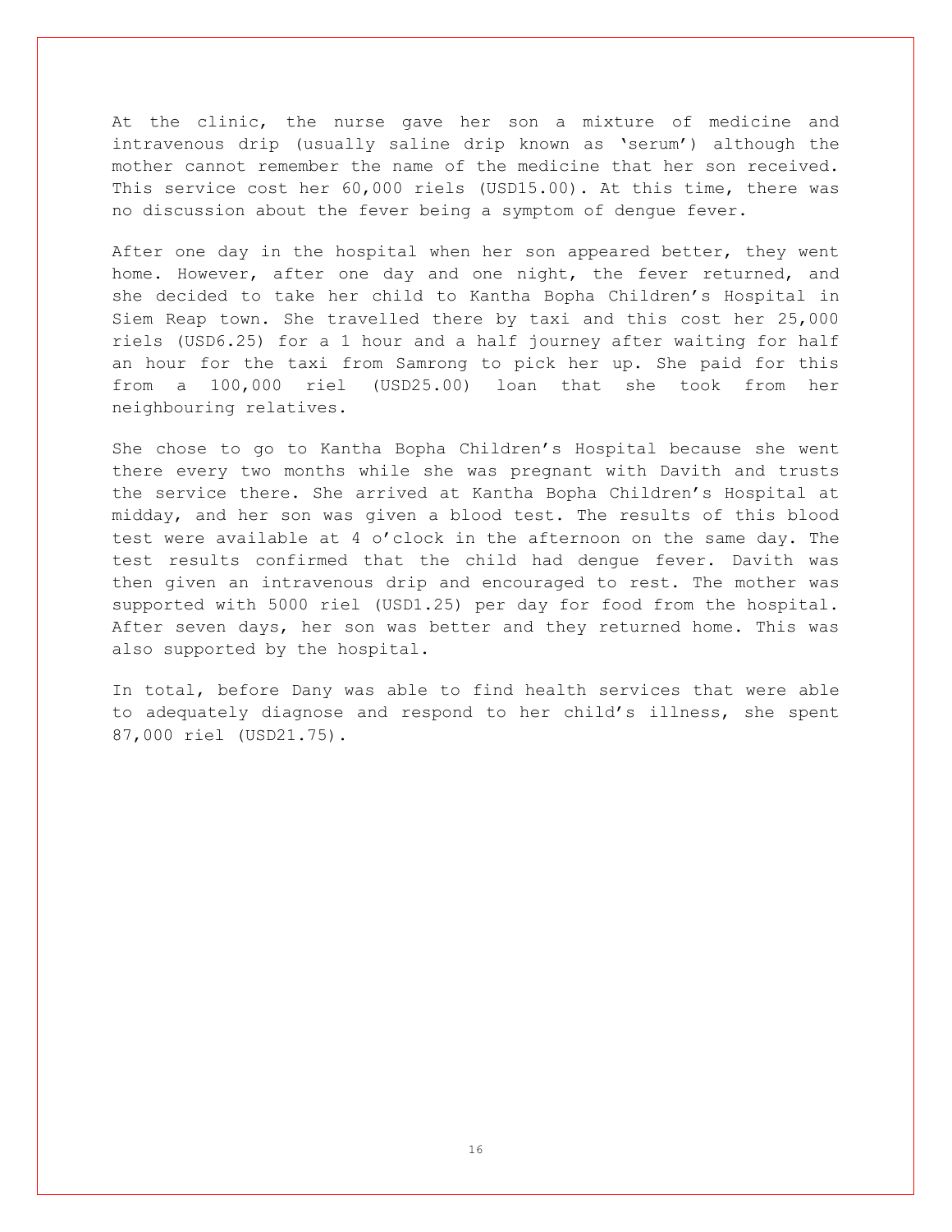At the clinic, the nurse gave her son a mixture of medicine and intravenous drip (usually saline drip known as 'serum') although the mother cannot remember the name of the medicine that her son received. This service cost her 60,000 riels (USD15.00). At this time, there was no discussion about the fever being a symptom of dengue fever.

After one day in the hospital when her son appeared better, they went home. However, after one day and one night, the fever returned, and she decided to take her child to Kantha Bopha Children's Hospital in Siem Reap town. She travelled there by taxi and this cost her 25,000 riels (USD6.25) for a 1 hour and a half journey after waiting for half an hour for the taxi from Samrong to pick her up. She paid for this from a 100,000 riel (USD25.00) loan that she took from her neighbouring relatives.

She chose to go to Kantha Bopha Children's Hospital because she went there every two months while she was pregnant with Davith and trusts the service there. She arrived at Kantha Bopha Children's Hospital at midday, and her son was given a blood test. The results of this blood test were available at 4 o'clock in the afternoon on the same day. The test results confirmed that the child had dengue fever. Davith was then given an intravenous drip and encouraged to rest. The mother was supported with 5000 riel (USD1.25) per day for food from the hospital. After seven days, her son was better and they returned home. This was also supported by the hospital.

In total, before Dany was able to find health services that were able to adequately diagnose and respond to her child's illness, she spent 87,000 riel (USD21.75).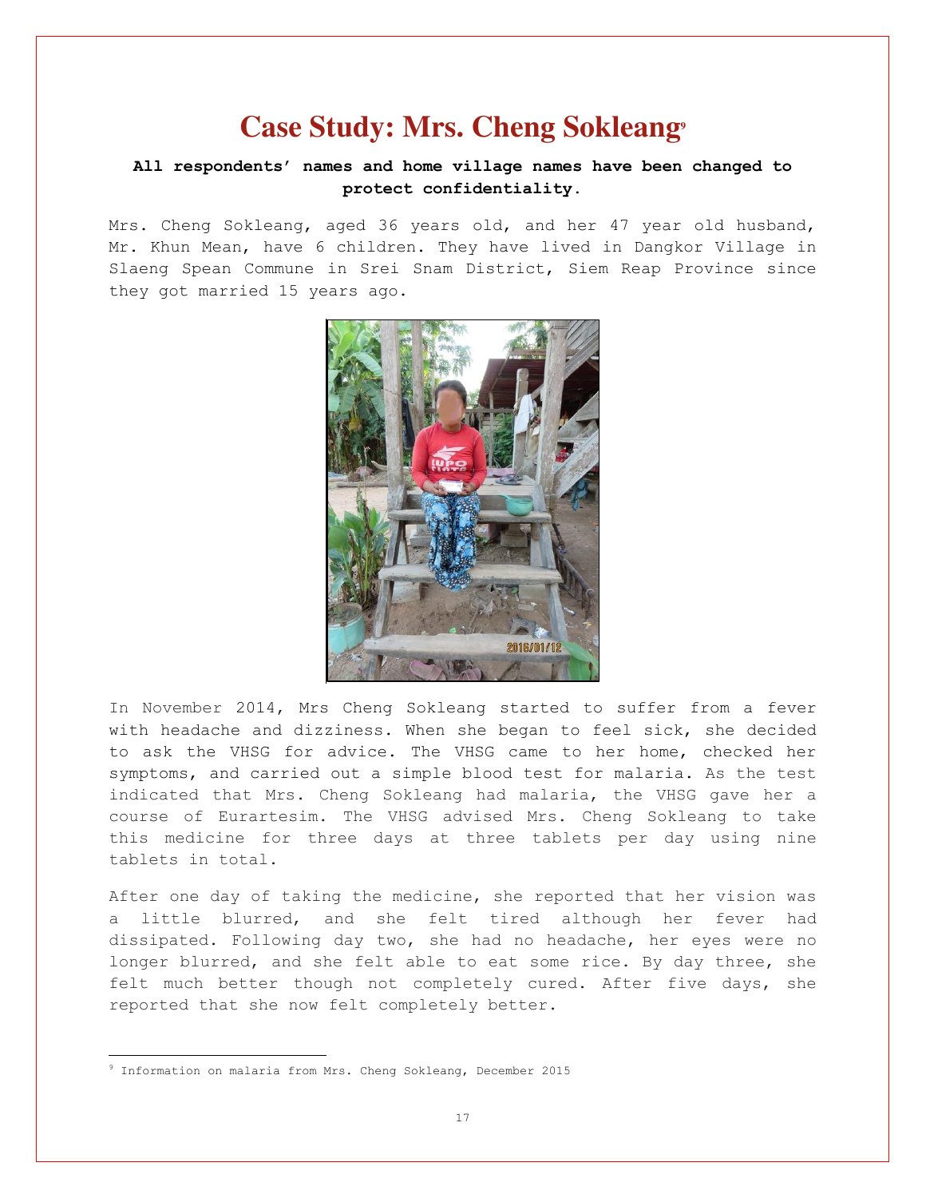# Case Study: Mrs. Cheng Sokleang[9]

**All respondents' names and home village names have been changed to protect confidentiality.**

Mrs. Cheng Sokleang, aged 36 years old, and her 47 year old husband, Mr. Khun Mean, have 6 children. They have lived in Dangkor Village in Slaeng Spean Commune in Srei Snam District, Siem Reap Province since they got married 15 years ago.

In November 2014, Mrs Cheng Sokleang started to suffer from a fever with headache and dizziness. When she began to feel sick, she decided to ask the VHSG for advice. The VHSG came to her home, checked her symptoms, and carried out a simple blood test for malaria. As the test indicated that Mrs. Cheng Sokleang had malaria, the VHSG gave her a course of Eurartesim. The VHSG advised Mrs. Cheng Sokleang to take this medicine for three days at three tablets per day using nine tablets in total.

After one day of taking the medicine, she reported that her vision was a little blurred, and she felt tired although her fever had dissipated. Following day two, she had no headache, her eyes were no longer blurred, and she felt able to eat some rice. By day three, she felt much better though not completely cured. After five days, she reported that she now felt completely better.

[9] Information on malaria from Mrs. Cheng Sokleang, December 2015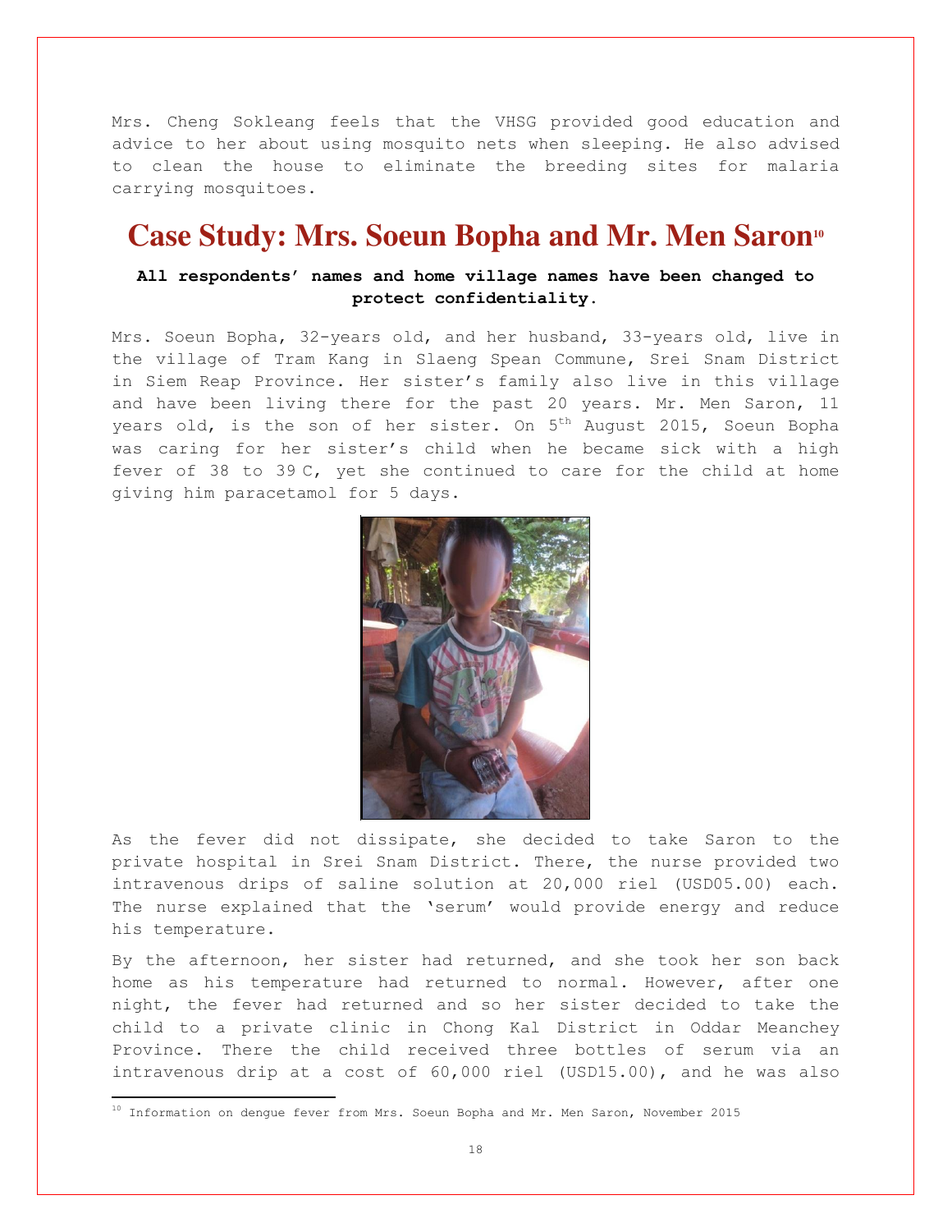Mrs. Cheng Sokleang feels that the VHSG provided good education and advice to her about using mosquito nets when sleeping. He also advised to clean the house to eliminate the breeding sites for malaria carrying mosquitoes.

# Case Study: Mrs. Soeun Bopha and Mr. Men Saron[10]

**All respondents' names and home village names have been changed to protect confidentiality.**

Mrs. Soeun Bopha, 32-years old, and her husband, 33-years old, live in the village of Tram Kang in Slaeng Spean Commune, Srei Snam District in Siem Reap Province. Her sister's family also live in this village and have been living there for the past 20 years. Mr. Men Saron, 11 years old, is the son of her sister. On 5th August 2015, Soeun Bopha was caring for her sister's child when he became sick with a high fever of 38 to 39 C, yet she continued to care for the child at home giving him paracetamol for 5 days.

As the fever did not dissipate, she decided to take Saron to the private hospital in Srei Snam District. There, the nurse provided two intravenous drips of saline solution at 20,000 riel (USD05.00) each. The nurse explained that the 'serum' would provide energy and reduce his temperature.

By the afternoon, her sister had returned, and she took her son back home as his temperature had returned to normal. However, after one night, the fever had returned and so her sister decided to take the child to a private clinic in Chong Kal District in Oddar Meanchey Province. There the child received three bottles of serum via an intravenous drip at a cost of 60,000 riel (USD15.00), and he was also

[10] Information on dengue fever from Mrs. Soeun Bopha and Mr. Men Saron, November 2015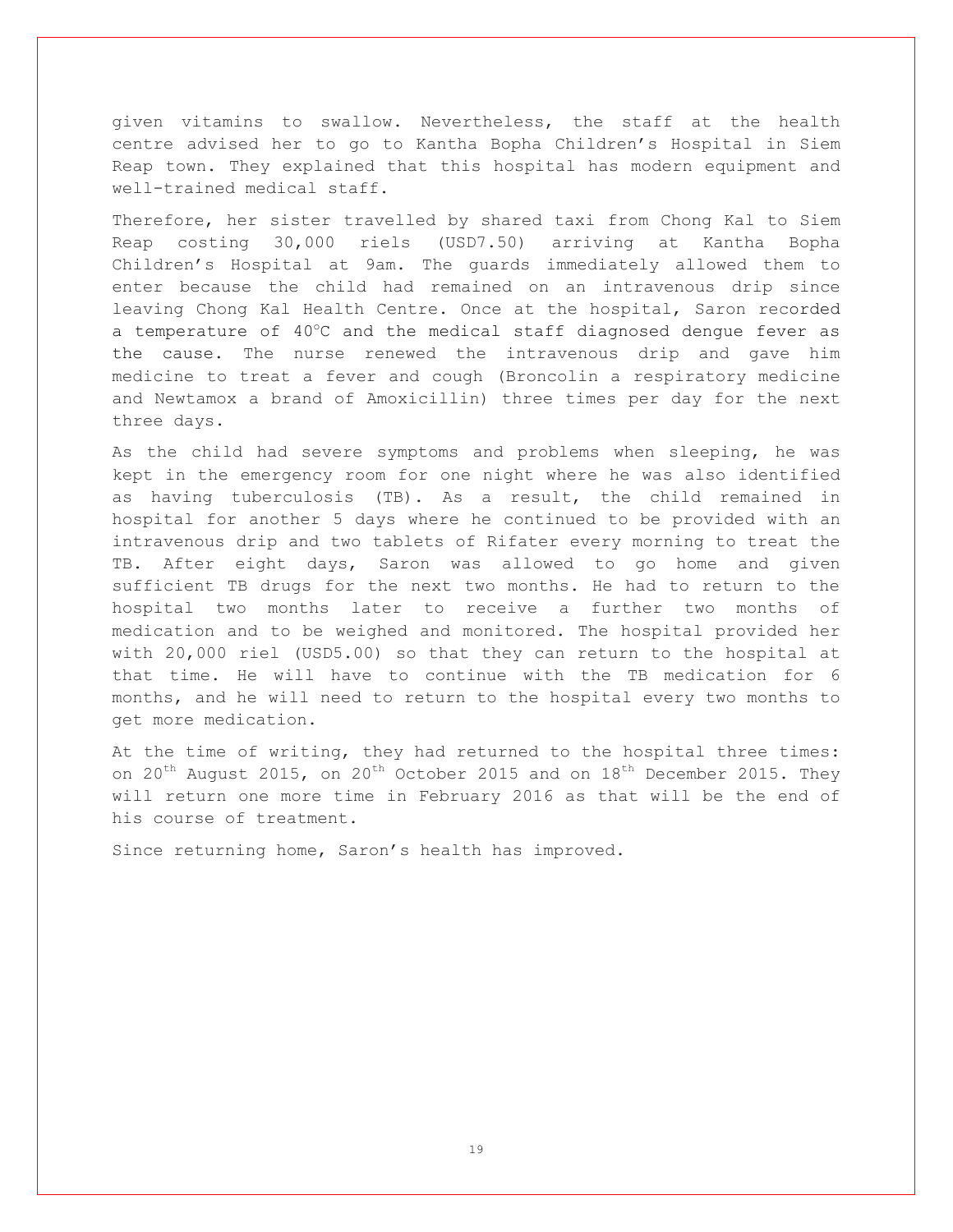given vitamins to swallow. Nevertheless, the staff at the health centre advised her to go to Kantha Bopha Children's Hospital in Siem Reap town. They explained that this hospital has modern equipment and well-trained medical staff.

Therefore, her sister travelled by shared taxi from Chong Kal to Siem Reap costing 30,000 riels (USD7.50) arriving at Kantha Bopha Children's Hospital at 9am. The guards immediately allowed them to enter because the child had remained on an intravenous drip since leaving Chong Kal Health Centre. Once at the hospital, Saron recorded a temperature of 40°C and the medical staff diagnosed dengue fever as the cause. The nurse renewed the intravenous drip and gave him medicine to treat a fever and cough (Broncolin a respiratory medicine and Newtamox a brand of Amoxicillin) three times per day for the next three days.

As the child had severe symptoms and problems when sleeping, he was kept in the emergency room for one night where he was also identified as having tuberculosis (TB). As a result, the child remained in hospital for another 5 days where he continued to be provided with an intravenous drip and two tablets of Rifater every morning to treat the TB. After eight days, Saron was allowed to go home and given sufficient TB drugs for the next two months. He had to return to the hospital two months later to receive a further two months of medication and to be weighed and monitored. The hospital provided her with 20,000 riel (USD5.00) so that they can return to the hospital at that time. He will have to continue with the TB medication for 6 months, and he will need to return to the hospital every two months to get more medication.

At the time of writing, they had returned to the hospital three times: on 20th August 2015, on 20th October 2015 and on 18th December 2015. They will return one more time in February 2016 as that will be the end of his course of treatment.

Since returning home, Saron's health has improved.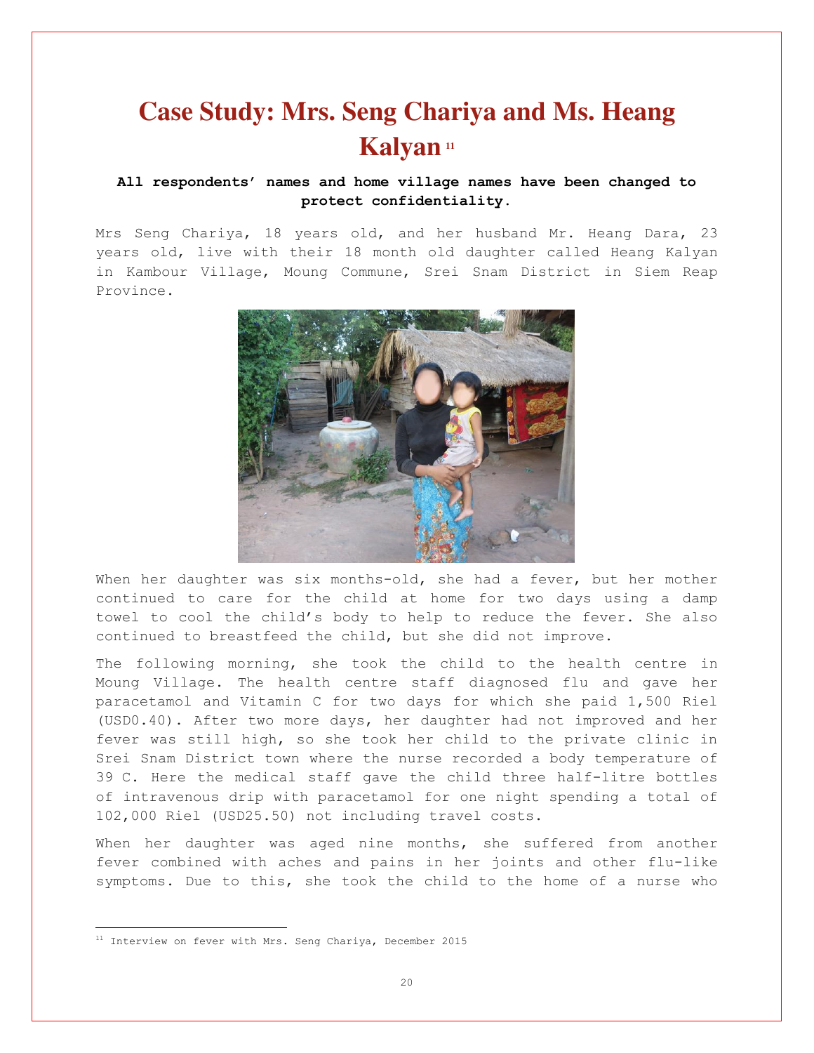# Case Study: Mrs. Seng Chariya and Ms. Heang Kalyan [11]

**All respondents' names and home village names have been changed to protect confidentiality.**

Mrs Seng Chariya, 18 years old, and her husband Mr. Heang Dara, 23 years old, live with their 18 month old daughter called Heang Kalyan in Kambour Village, Moung Commune, Srei Snam District in Siem Reap Province.

When her daughter was six months-old, she had a fever, but her mother continued to care for the child at home for two days using a damp towel to cool the child's body to help to reduce the fever. She also continued to breastfeed the child, but she did not improve.

The following morning, she took the child to the health centre in Moung Village. The health centre staff diagnosed flu and gave her paracetamol and Vitamin C for two days for which she paid 1,500 Riel (USD0.40). After two more days, her daughter had not improved and her fever was still high, so she took her child to the private clinic in Srei Snam District town where the nurse recorded a body temperature of 39 C. Here the medical staff gave the child three half-litre bottles of intravenous drip with paracetamol for one night spending a total of 102,000 Riel (USD25.50) not including travel costs.

When her daughter was aged nine months, she suffered from another fever combined with aches and pains in her joints and other flu-like symptoms. Due to this, she took the child to the home of a nurse who

[11] Interview on fever with Mrs. Seng Chariya, December 2015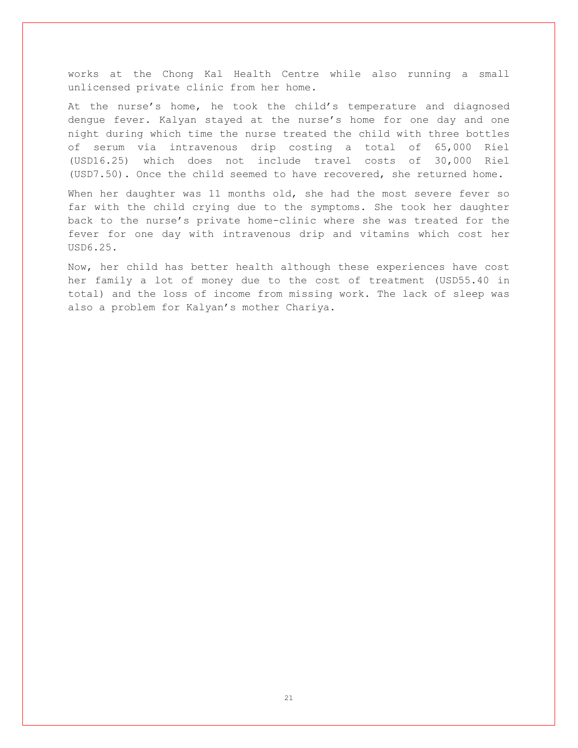works at the Chong Kal Health Centre while also running a small unlicensed private clinic from her home.

At the nurse's home, he took the child's temperature and diagnosed dengue fever. Kalyan stayed at the nurse's home for one day and one night during which time the nurse treated the child with three bottles of serum via intravenous drip costing a total of 65,000 Riel (USD16.25) which does not include travel costs of 30,000 Riel (USD7.50). Once the child seemed to have recovered, she returned home.

When her daughter was 11 months old, she had the most severe fever so far with the child crying due to the symptoms. She took her daughter back to the nurse's private home-clinic where she was treated for the fever for one day with intravenous drip and vitamins which cost her USD6.25.

Now, her child has better health although these experiences have cost her family a lot of money due to the cost of treatment (USD55.40 in total) and the loss of income from missing work. The lack of sleep was also a problem for Kalyan's mother Chariya.